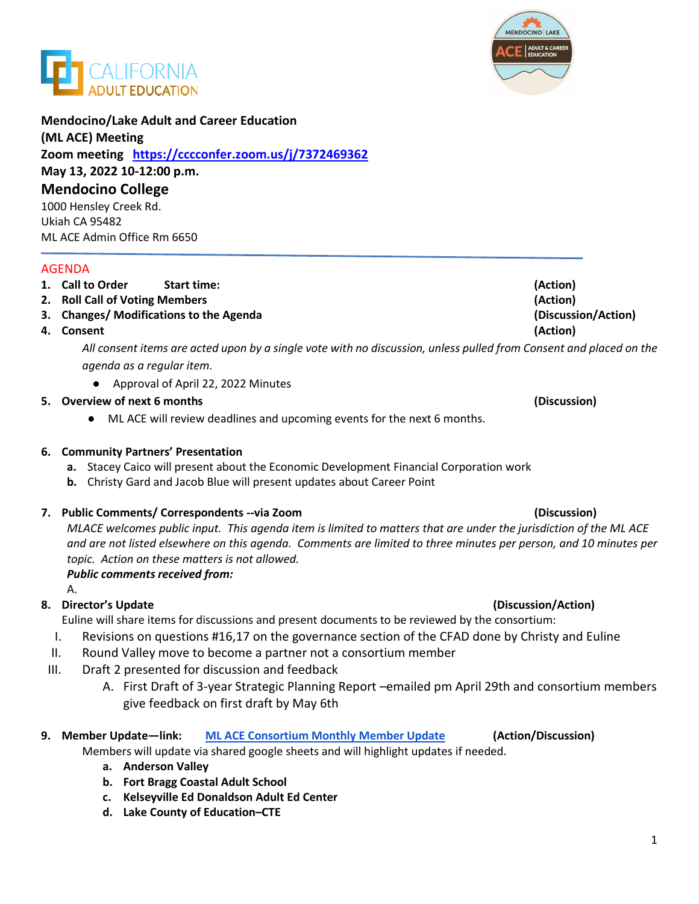**Mendocino/Lake Adult and Career Education**
**(ML ACE) Meeting**
**Zoom meeting https://cccconfer.zoom.us/j/7372469362**
**May 13, 2022 10-12:00 p.m.**

## Mendocino College

1000 Hensley Creek Rd.
Ukiah CA 95482
ML ACE Admin Office Rm 6650

---

AGENDA

1. **Call to Order Start time:** **(Action)**
2. **Roll Call of Voting Members** **(Action)**
3. **Changes/ Modifications to the Agenda** **(Discussion/Action)**
4. **Consent** **(Action)**

   *All consent items are acted upon by a single vote with no discussion, unless pulled from Consent and placed on the agenda as a regular item.*

   - Approval of April 22, 2022 Minutes

5. **Overview of next 6 months** **(Discussion)**
   - ML ACE will review deadlines and upcoming events for the next 6 months.

6. **Community Partners' Presentation**
   a. Stacey Caico will present about the Economic Development Financial Corporation work
   b. Christy Gard and Jacob Blue will present updates about Career Point

7. **Public Comments/ Correspondents --via Zoom** **(Discussion)**

   *MLACE welcomes public input. This agenda item is limited to matters that are under the jurisdiction of the ML ACE and are not listed elsewhere on this agenda. Comments are limited to three minutes per person, and 10 minutes per topic. Action on these matters is not allowed.*

   ***Public comments received from:***

   A.

8. **Director's Update** **(Discussion/Action)**

   Euline will share items for discussions and present documents to be reviewed by the consortium:

   I. Revisions on questions #16,17 on the governance section of the CFAD done by Christy and Euline
   II. Round Valley move to become a partner not a consortium member
   III. Draft 2 presented for discussion and feedback
      A. First Draft of 3-year Strategic Planning Report –emailed pm April 29th and consortium members give feedback on first draft by May 6th

9. **Member Update—link: ML ACE Consortium Monthly Member Update** **(Action/Discussion)**

   Members will update via shared google sheets and will highlight updates if needed.

   a. **Anderson Valley**
   b. **Fort Bragg Coastal Adult School**
   c. **Kelseyville Ed Donaldson Adult Ed Center**
   d. **Lake County of Education–CTE**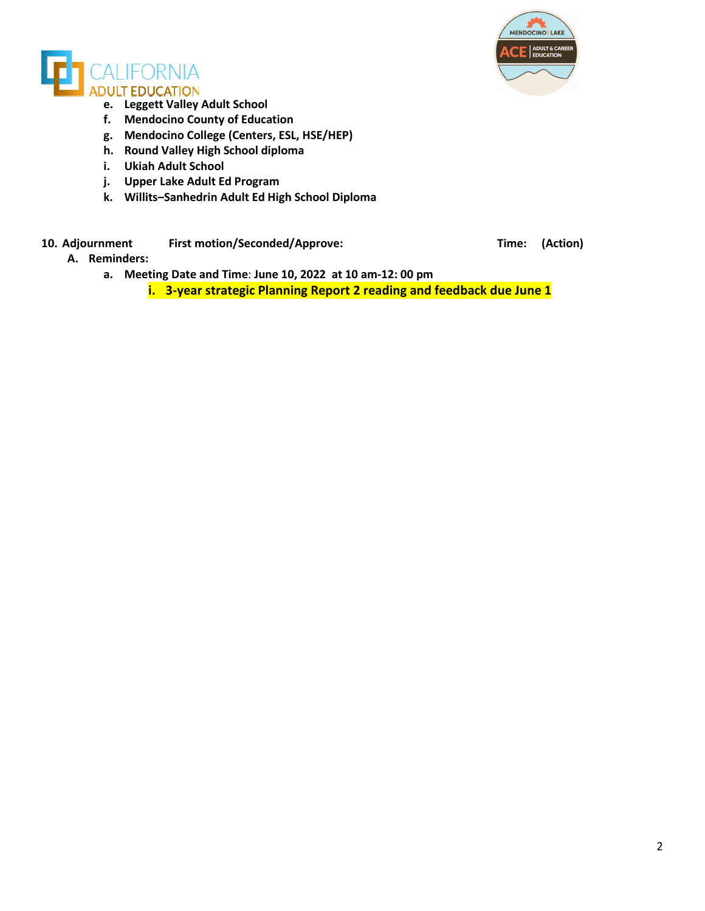e. **Leggett Valley Adult School**
f. **Mendocino County of Education**
g. **Mendocino College (Centers, ESL, HSE/HEP)**
h. **Round Valley High School diploma**
i. **Ukiah Adult School**
j. **Upper Lake Adult Ed Program**
k. **Willits–Sanhedrin Adult Ed High School Diploma**

**10. Adjournment First motion/Seconded/Approve: Time: (Action)**

**A. Reminders:**

a. **Meeting Date and Time: June 10, 2022 at 10 am-12: 00 pm**

i. **3-year strategic Planning Report 2 reading and feedback due June 1**